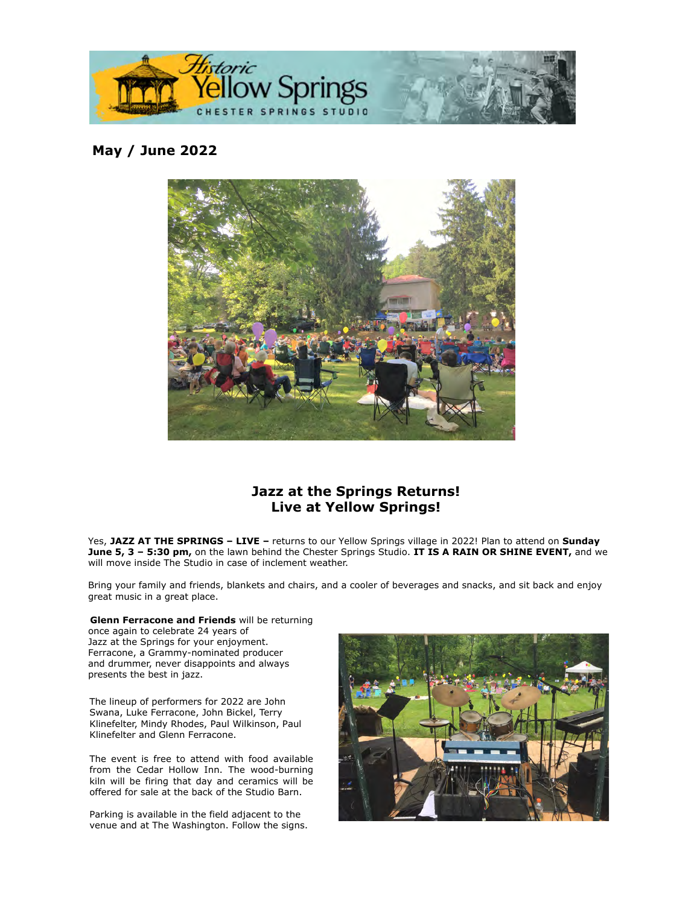Historic Yellow Springs
CHESTER SPRINGS STUDIO

## May / June 2022

## Jazz at the Springs Returns!
## Live at Yellow Springs!

Yes, **JAZZ AT THE SPRINGS – LIVE –** returns to our Yellow Springs village in 2022! Plan to attend on **Sunday June 5, 3 – 5:30 pm,** on the lawn behind the Chester Springs Studio. **IT IS A RAIN OR SHINE EVENT,** and we will move inside The Studio in case of inclement weather.

Bring your family and friends, blankets and chairs, and a cooler of beverages and snacks, and sit back and enjoy great music in a great place.

**Glenn Ferracone and Friends** will be returning once again to celebrate 24 years of Jazz at the Springs for your enjoyment. Ferracone, a Grammy-nominated producer and drummer, never disappoints and always presents the best in jazz.

The lineup of performers for 2022 are John Swana, Luke Ferracone, John Bickel, Terry Klinefelter, Mindy Rhodes, Paul Wilkinson, Paul Klinefelter and Glenn Ferracone.

The event is free to attend with food available from the Cedar Hollow Inn. The wood-burning kiln will be firing that day and ceramics will be offered for sale at the back of the Studio Barn.

Parking is available in the field adjacent to the venue and at The Washington. Follow the signs.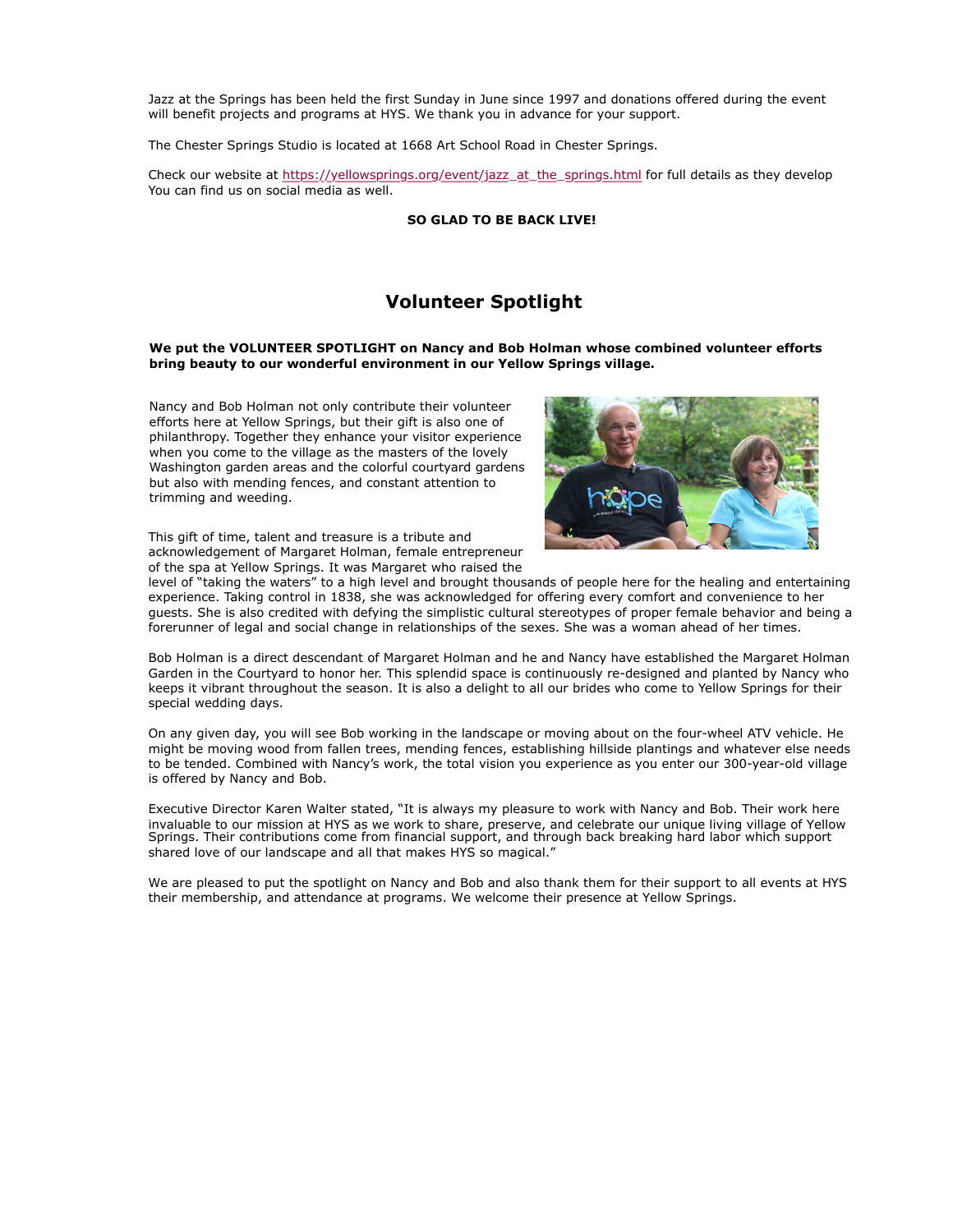Jazz at the Springs has been held the first Sunday in June since 1997 and donations offered during the event will benefit projects and programs at HYS. We thank you in advance for your support.

The Chester Springs Studio is located at 1668 Art School Road in Chester Springs.

Check our website at https://yellowsprings.org/event/jazz_at_the_springs.html for full details as they develop You can find us on social media as well.

**SO GLAD TO BE BACK LIVE!**

## Volunteer Spotlight

**We put the VOLUNTEER SPOTLIGHT on Nancy and Bob Holman whose combined volunteer efforts bring beauty to our wonderful environment in our Yellow Springs village.**

Nancy and Bob Holman not only contribute their volunteer efforts here at Yellow Springs, but their gift is also one of philanthropy. Together they enhance your visitor experience when you come to the village as the masters of the lovely Washington garden areas and the colorful courtyard gardens but also with mending fences, and constant attention to trimming and weeding.

This gift of time, talent and treasure is a tribute and acknowledgement of Margaret Holman, female entrepreneur of the spa at Yellow Springs. It was Margaret who raised the level of "taking the waters" to a high level and brought thousands of people here for the healing and entertaining experience. Taking control in 1838, she was acknowledged for offering every comfort and convenience to her guests. She is also credited with defying the simplistic cultural stereotypes of proper female behavior and being a forerunner of legal and social change in relationships of the sexes. She was a woman ahead of her times.

Bob Holman is a direct descendant of Margaret Holman and he and Nancy have established the Margaret Holman Garden in the Courtyard to honor her. This splendid space is continuously re-designed and planted by Nancy who keeps it vibrant throughout the season. It is also a delight to all our brides who come to Yellow Springs for their special wedding days.

On any given day, you will see Bob working in the landscape or moving about on the four-wheel ATV vehicle. He might be moving wood from fallen trees, mending fences, establishing hillside plantings and whatever else needs to be tended. Combined with Nancy's work, the total vision you experience as you enter our 300-year-old village is offered by Nancy and Bob.

Executive Director Karen Walter stated, "It is always my pleasure to work with Nancy and Bob. Their work here invaluable to our mission at HYS as we work to share, preserve, and celebrate our unique living village of Yellow Springs. Their contributions come from financial support, and through back breaking hard labor which support shared love of our landscape and all that makes HYS so magical."

We are pleased to put the spotlight on Nancy and Bob and also thank them for their support to all events at HYS their membership, and attendance at programs. We welcome their presence at Yellow Springs.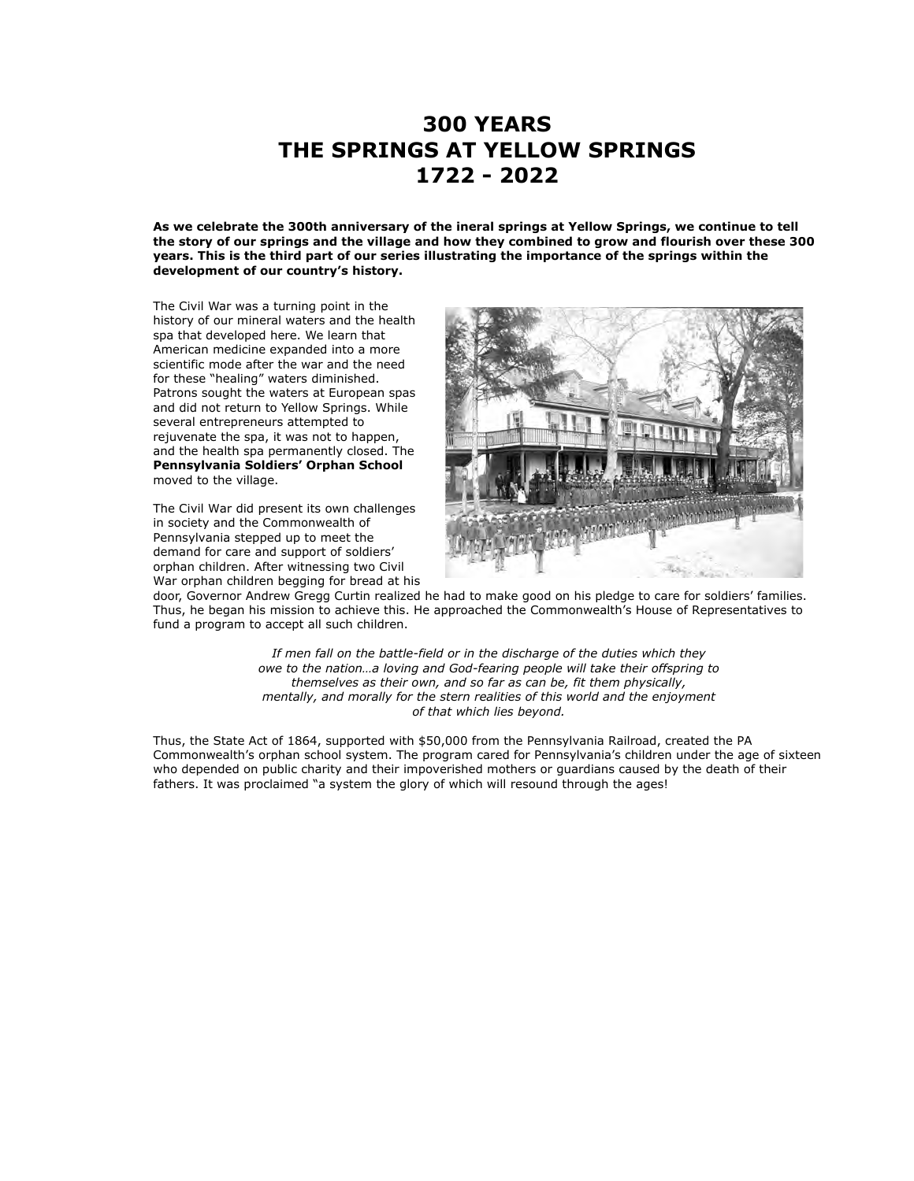# 300 YEARS
# THE SPRINGS AT YELLOW SPRINGS
# 1722 - 2022

**As we celebrate the 300th anniversary of the ineral springs at Yellow Springs, we continue to tell the story of our springs and the village and how they combined to grow and flourish over these 300 years. This is the third part of our series illustrating the importance of the springs within the development of our country's history.**

The Civil War was a turning point in the history of our mineral waters and the health spa that developed here. We learn that American medicine expanded into a more scientific mode after the war and the need for these "healing" waters diminished. Patrons sought the waters at European spas and did not return to Yellow Springs. While several entrepreneurs attempted to rejuvenate the spa, it was not to happen, and the health spa permanently closed. The **Pennsylvania Soldiers' Orphan School** moved to the village.

The Civil War did present its own challenges in society and the Commonwealth of Pennsylvania stepped up to meet the demand for care and support of soldiers' orphan children. After witnessing two Civil War orphan children begging for bread at his door, Governor Andrew Gregg Curtin realized he had to make good on his pledge to care for soldiers' families. Thus, he began his mission to achieve this. He approached the Commonwealth's House of Representatives to fund a program to accept all such children.

*If men fall on the battle-field or in the discharge of the duties which they owe to the nation…a loving and God-fearing people will take their offspring to themselves as their own, and so far as can be, fit them physically, mentally, and morally for the stern realities of this world and the enjoyment of that which lies beyond.*

Thus, the State Act of 1864, supported with $50,000 from the Pennsylvania Railroad, created the PA Commonwealth's orphan school system. The program cared for Pennsylvania's children under the age of sixteen who depended on public charity and their impoverished mothers or guardians caused by the death of their fathers. It was proclaimed "a system the glory of which will resound through the ages!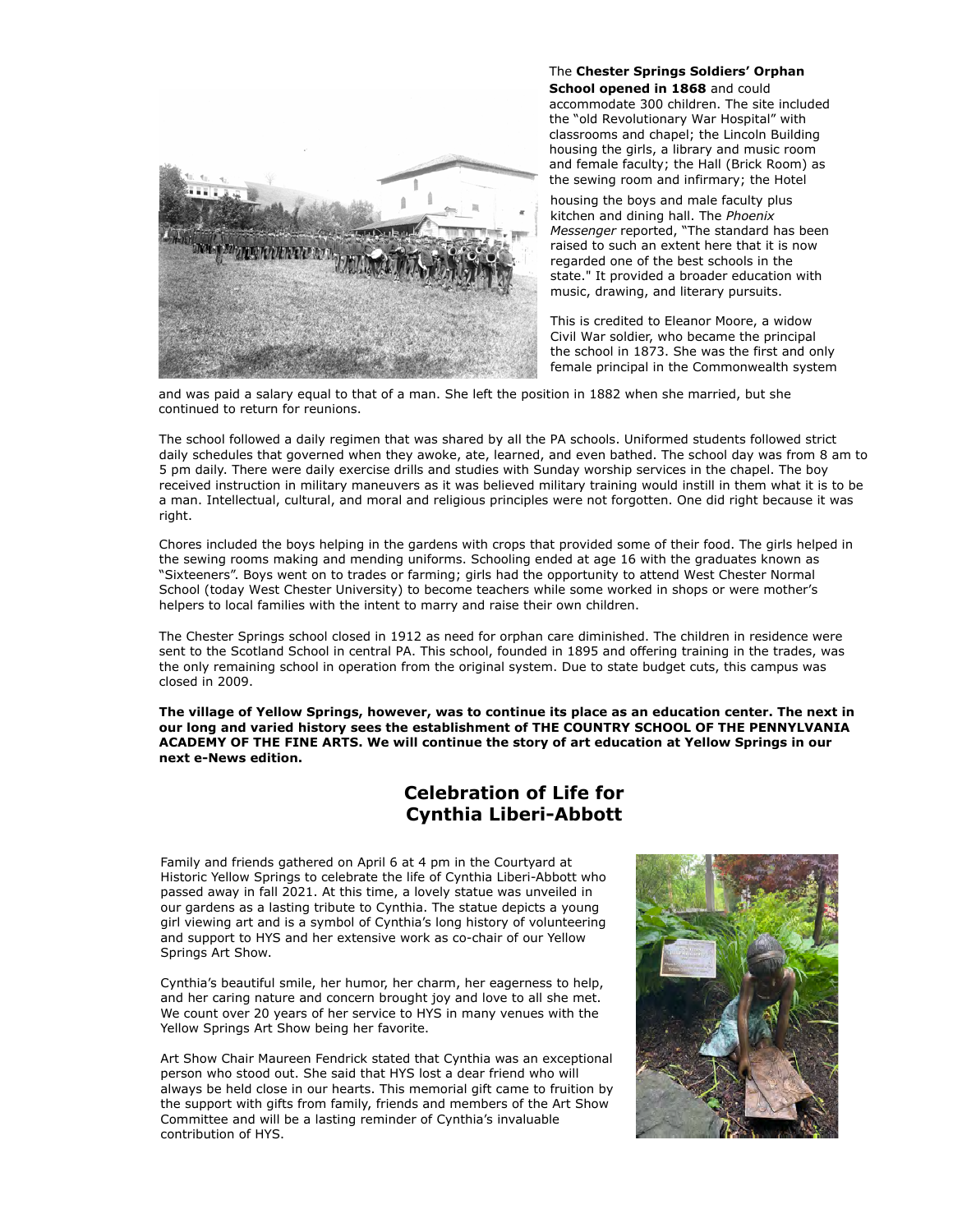The **Chester Springs Soldiers' Orphan School opened in 1868** and could accommodate 300 children. The site included the "old Revolutionary War Hospital" with classrooms and chapel; the Lincoln Building housing the girls, a library and music room and female faculty; the Hall (Brick Room) as the sewing room and infirmary; the Hotel housing the boys and male faculty plus kitchen and dining hall. The *Phoenix Messenger* reported, "The standard has been raised to such an extent here that it is now regarded one of the best schools in the state." It provided a broader education with music, drawing, and literary pursuits.

This is credited to Eleanor Moore, a widow Civil War soldier, who became the principal the school in 1873. She was the first and only female principal in the Commonwealth system and was paid a salary equal to that of a man. She left the position in 1882 when she married, but she continued to return for reunions.

The school followed a daily regimen that was shared by all the PA schools. Uniformed students followed strict daily schedules that governed when they awoke, ate, learned, and even bathed. The school day was from 8 am to 5 pm daily. There were daily exercise drills and studies with Sunday worship services in the chapel. The boy received instruction in military maneuvers as it was believed military training would instill in them what it is to be a man. Intellectual, cultural, and moral and religious principles were not forgotten. One did right because it was right.

Chores included the boys helping in the gardens with crops that provided some of their food. The girls helped in the sewing rooms making and mending uniforms. Schooling ended at age 16 with the graduates known as "Sixteeners". Boys went on to trades or farming; girls had the opportunity to attend West Chester Normal School (today West Chester University) to become teachers while some worked in shops or were mother's helpers to local families with the intent to marry and raise their own children.

The Chester Springs school closed in 1912 as need for orphan care diminished. The children in residence were sent to the Scotland School in central PA. This school, founded in 1895 and offering training in the trades, was the only remaining school in operation from the original system. Due to state budget cuts, this campus was closed in 2009.

**The village of Yellow Springs, however, was to continue its place as an education center. The next in our long and varied history sees the establishment of THE COUNTRY SCHOOL OF THE PENNYLVANIA ACADEMY OF THE FINE ARTS. We will continue the story of art education at Yellow Springs in our next e-News edition.**

## Celebration of Life for Cynthia Liberi-Abbott

Family and friends gathered on April 6 at 4 pm in the Courtyard at Historic Yellow Springs to celebrate the life of Cynthia Liberi-Abbott who passed away in fall 2021. At this time, a lovely statue was unveiled in our gardens as a lasting tribute to Cynthia. The statue depicts a young girl viewing art and is a symbol of Cynthia's long history of volunteering and support to HYS and her extensive work as co-chair of our Yellow Springs Art Show.

Cynthia's beautiful smile, her humor, her charm, her eagerness to help, and her caring nature and concern brought joy and love to all she met. We count over 20 years of her service to HYS in many venues with the Yellow Springs Art Show being her favorite.

Art Show Chair Maureen Fendrick stated that Cynthia was an exceptional person who stood out. She said that HYS lost a dear friend who will always be held close in our hearts. This memorial gift came to fruition by the support with gifts from family, friends and members of the Art Show Committee and will be a lasting reminder of Cynthia's invaluable contribution of HYS.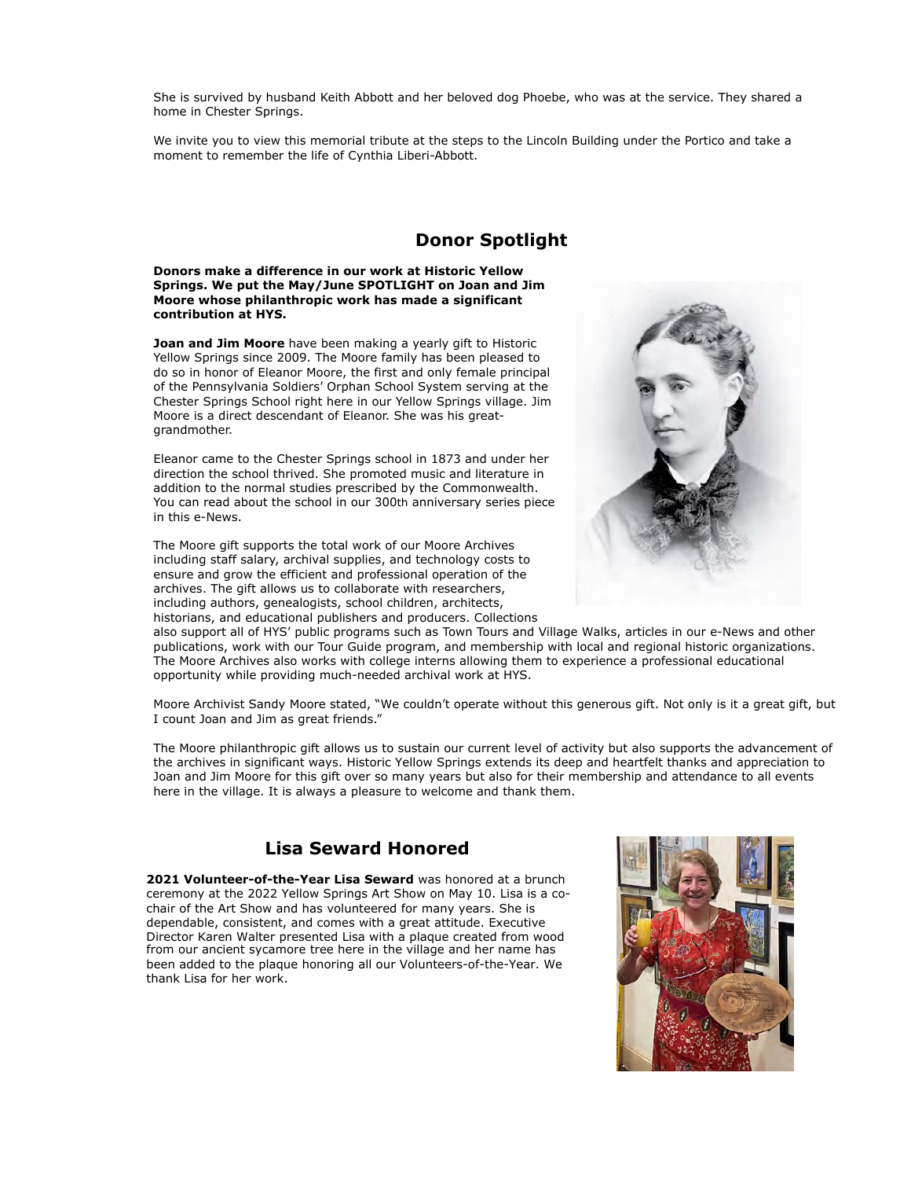She is survived by husband Keith Abbott and her beloved dog Phoebe, who was at the service. They shared a home in Chester Springs.

We invite you to view this memorial tribute at the steps to the Lincoln Building under the Portico and take a moment to remember the life of Cynthia Liberi-Abbott.

## Donor Spotlight

**Donors make a difference in our work at Historic Yellow Springs. We put the May/June SPOTLIGHT on Joan and Jim Moore whose philanthropic work has made a significant contribution at HYS.**

**Joan and Jim Moore** have been making a yearly gift to Historic Yellow Springs since 2009. The Moore family has been pleased to do so in honor of Eleanor Moore, the first and only female principal of the Pennsylvania Soldiers' Orphan School System serving at the Chester Springs School right here in our Yellow Springs village. Jim Moore is a direct descendant of Eleanor. She was his great-grandmother.

Eleanor came to the Chester Springs school in 1873 and under her direction the school thrived. She promoted music and literature in addition to the normal studies prescribed by the Commonwealth. You can read about the school in our 300th anniversary series piece in this e-News.

The Moore gift supports the total work of our Moore Archives including staff salary, archival supplies, and technology costs to ensure and grow the efficient and professional operation of the archives. The gift allows us to collaborate with researchers, including authors, genealogists, school children, architects, historians, and educational publishers and producers. Collections also support all of HYS' public programs such as Town Tours and Village Walks, articles in our e-News and other publications, work with our Tour Guide program, and membership with local and regional historic organizations. The Moore Archives also works with college interns allowing them to experience a professional educational opportunity while providing much-needed archival work at HYS.

Moore Archivist Sandy Moore stated, "We couldn't operate without this generous gift. Not only is it a great gift, but I count Joan and Jim as great friends."

The Moore philanthropic gift allows us to sustain our current level of activity but also supports the advancement of the archives in significant ways. Historic Yellow Springs extends its deep and heartfelt thanks and appreciation to Joan and Jim Moore for this gift over so many years but also for their membership and attendance to all events here in the village. It is always a pleasure to welcome and thank them.

## Lisa Seward Honored

**2021 Volunteer-of-the-Year Lisa Seward** was honored at a brunch ceremony at the 2022 Yellow Springs Art Show on May 10. Lisa is a co-chair of the Art Show and has volunteered for many years. She is dependable, consistent, and comes with a great attitude. Executive Director Karen Walter presented Lisa with a plaque created from wood from our ancient sycamore tree here in the village and her name has been added to the plaque honoring all our Volunteers-of-the-Year. We thank Lisa for her work.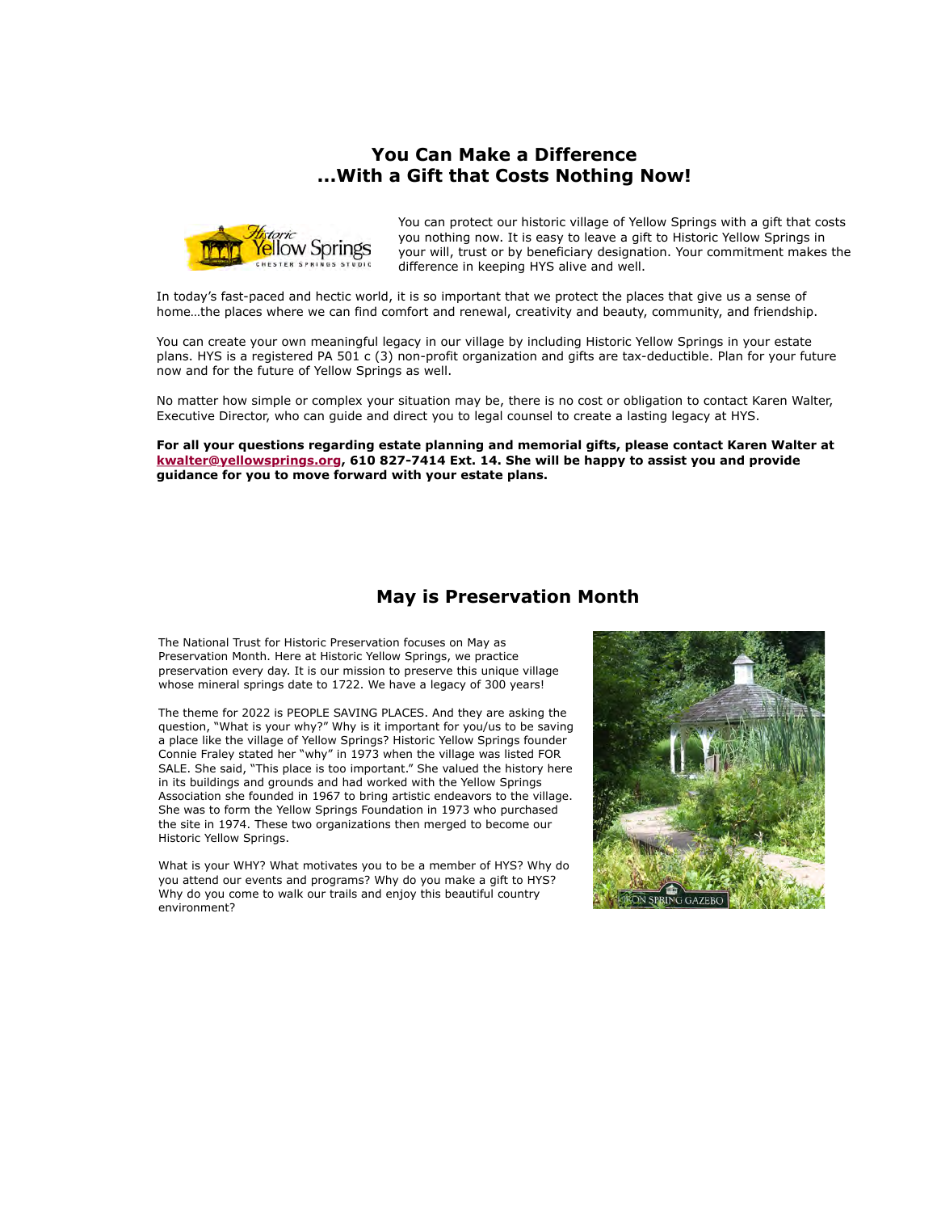## You Can Make a Difference
## ...With a Gift that Costs Nothing Now!

You can protect our historic village of Yellow Springs with a gift that costs you nothing now. It is easy to leave a gift to Historic Yellow Springs in your will, trust or by beneficiary designation. Your commitment makes the difference in keeping HYS alive and well.

In today's fast-paced and hectic world, it is so important that we protect the places that give us a sense of home…the places where we can find comfort and renewal, creativity and beauty, community, and friendship.

You can create your own meaningful legacy in our village by including Historic Yellow Springs in your estate plans. HYS is a registered PA 501 c (3) non-profit organization and gifts are tax-deductible. Plan for your future now and for the future of Yellow Springs as well.

No matter how simple or complex your situation may be, there is no cost or obligation to contact Karen Walter, Executive Director, who can guide and direct you to legal counsel to create a lasting legacy at HYS.

**For all your questions regarding estate planning and memorial gifts, please contact Karen Walter at kwalter@yellowsprings.org, 610 827-7414 Ext. 14. She will be happy to assist you and provide guidance for you to move forward with your estate plans.**

## May is Preservation Month

The National Trust for Historic Preservation focuses on May as Preservation Month. Here at Historic Yellow Springs, we practice preservation every day. It is our mission to preserve this unique village whose mineral springs date to 1722. We have a legacy of 300 years!

The theme for 2022 is PEOPLE SAVING PLACES. And they are asking the question, "What is your why?" Why is it important for you/us to be saving a place like the village of Yellow Springs? Historic Yellow Springs founder Connie Fraley stated her "why" in 1973 when the village was listed FOR SALE. She said, "This place is too important." She valued the history here in its buildings and grounds and had worked with the Yellow Springs Association she founded in 1967 to bring artistic endeavors to the village. She was to form the Yellow Springs Foundation in 1973 who purchased the site in 1974. These two organizations then merged to become our Historic Yellow Springs.

What is your WHY? What motivates you to be a member of HYS? Why do you attend our events and programs? Why do you make a gift to HYS? Why do you come to walk our trails and enjoy this beautiful country environment?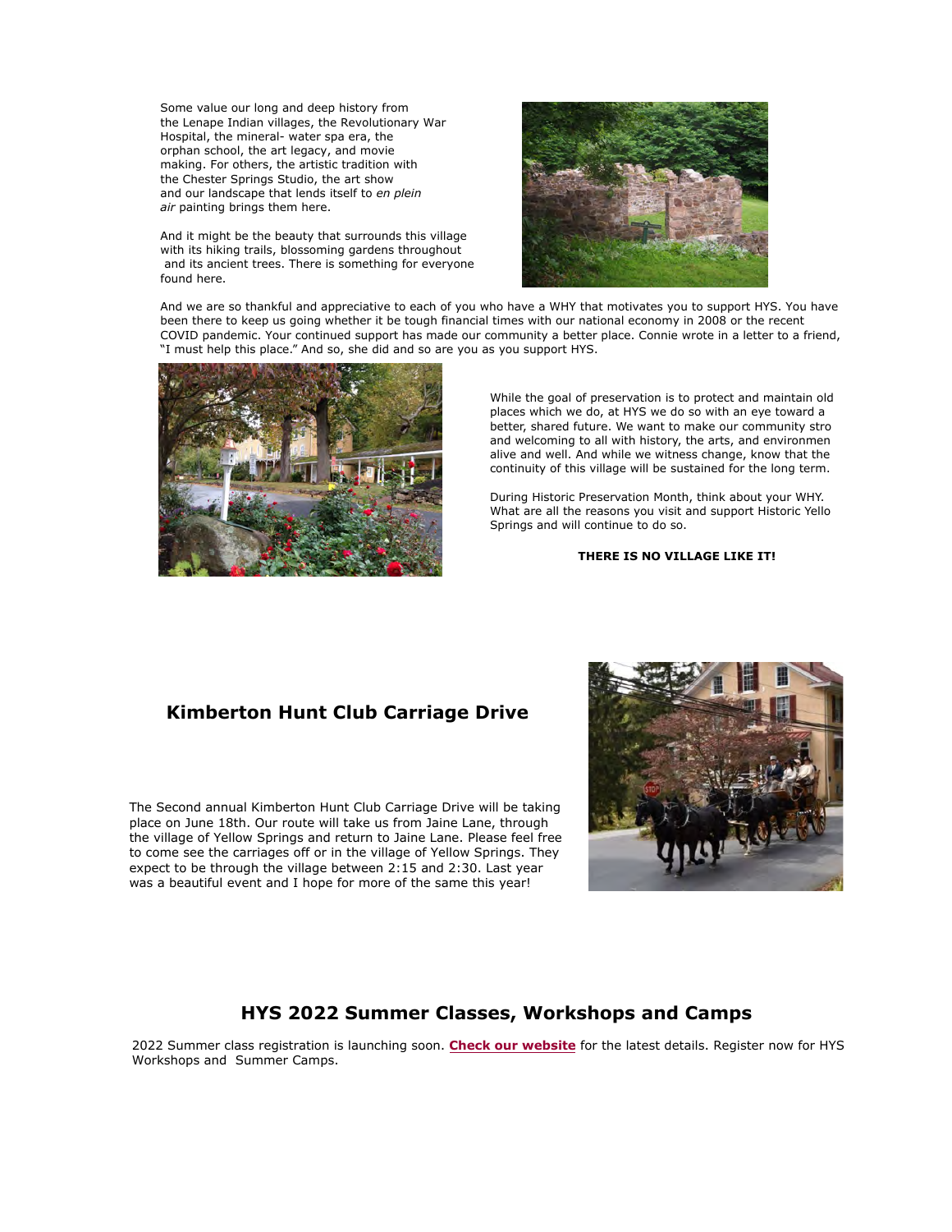Some value our long and deep history from the Lenape Indian villages, the Revolutionary War Hospital, the mineral- water spa era, the orphan school, the art legacy, and movie making. For others, the artistic tradition with the Chester Springs Studio, the art show and our landscape that lends itself to *en plein air* painting brings them here.

And it might be the beauty that surrounds this village with its hiking trails, blossoming gardens throughout and its ancient trees. There is something for everyone found here.

And we are so thankful and appreciative to each of you who have a WHY that motivates you to support HYS. You have been there to keep us going whether it be tough financial times with our national economy in 2008 or the recent COVID pandemic. Your continued support has made our community a better place. Connie wrote in a letter to a friend, "I must help this place." And so, she did and so are you as you support HYS.

While the goal of preservation is to protect and maintain old places which we do, at HYS we do so with an eye toward a better, shared future. We want to make our community stro and welcoming to all with history, the arts, and environmen alive and well. And while we witness change, know that the continuity of this village will be sustained for the long term.

During Historic Preservation Month, think about your WHY. What are all the reasons you visit and support Historic Yello Springs and will continue to do so.

**THERE IS NO VILLAGE LIKE IT!**

## Kimberton Hunt Club Carriage Drive

The Second annual Kimberton Hunt Club Carriage Drive will be taking place on June 18th. Our route will take us from Jaine Lane, through the village of Yellow Springs and return to Jaine Lane. Please feel free to come see the carriages off or in the village of Yellow Springs. They expect to be through the village between 2:15 and 2:30. Last year was a beautiful event and I hope for more of the same this year!

## HYS 2022 Summer Classes, Workshops and Camps

2022 Summer class registration is launching soon. **Check our website** for the latest details. Register now for HYS Workshops and Summer Camps.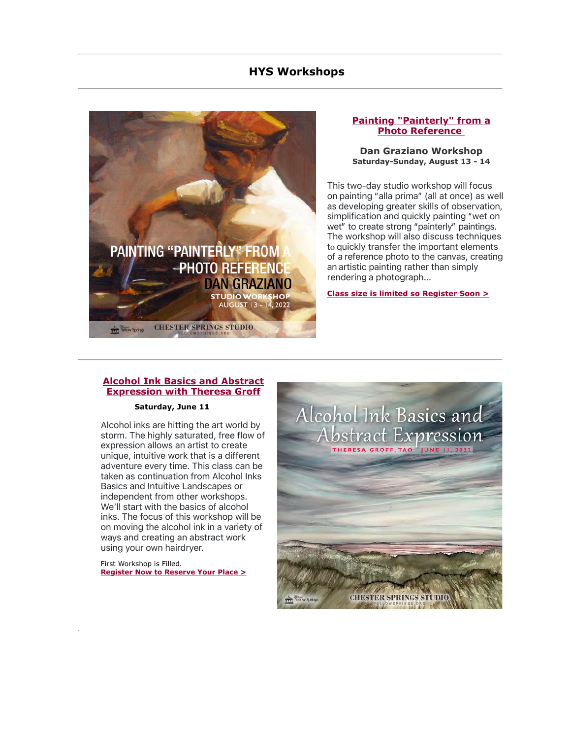## HYS Workshops

### Painting "Painterly" from a Photo Reference

**Dan Graziano Workshop**
**Saturday-Sunday, August 13 - 14**

This two-day studio workshop will focus on painting "alla prima" (all at once) as well as developing greater skills of observation, simplification and quickly painting "wet on wet" to create strong "painterly" paintings. The workshop will also discuss techniques to quickly transfer the important elements of a reference photo to the canvas, creating an artistic painting rather than simply rendering a photograph...

**Class size is limited so Register Soon >**

---

### Alcohol Ink Basics and Abstract Expression with Theresa Groff

**Saturday, June 11**

Alcohol inks are hitting the art world by storm. The highly saturated, free flow of expression allows an artist to create unique, intuitive work that is a different adventure every time. This class can be taken as continuation from Alcohol Inks Basics and Intuitive Landscapes or independent from other workshops. We'll start with the basics of alcohol inks. The focus of this workshop will be on moving the alcohol ink in a variety of ways and creating an abstract work using your own hairdryer.

First Workshop is Filled.
**Register Now to Reserve Your Place >**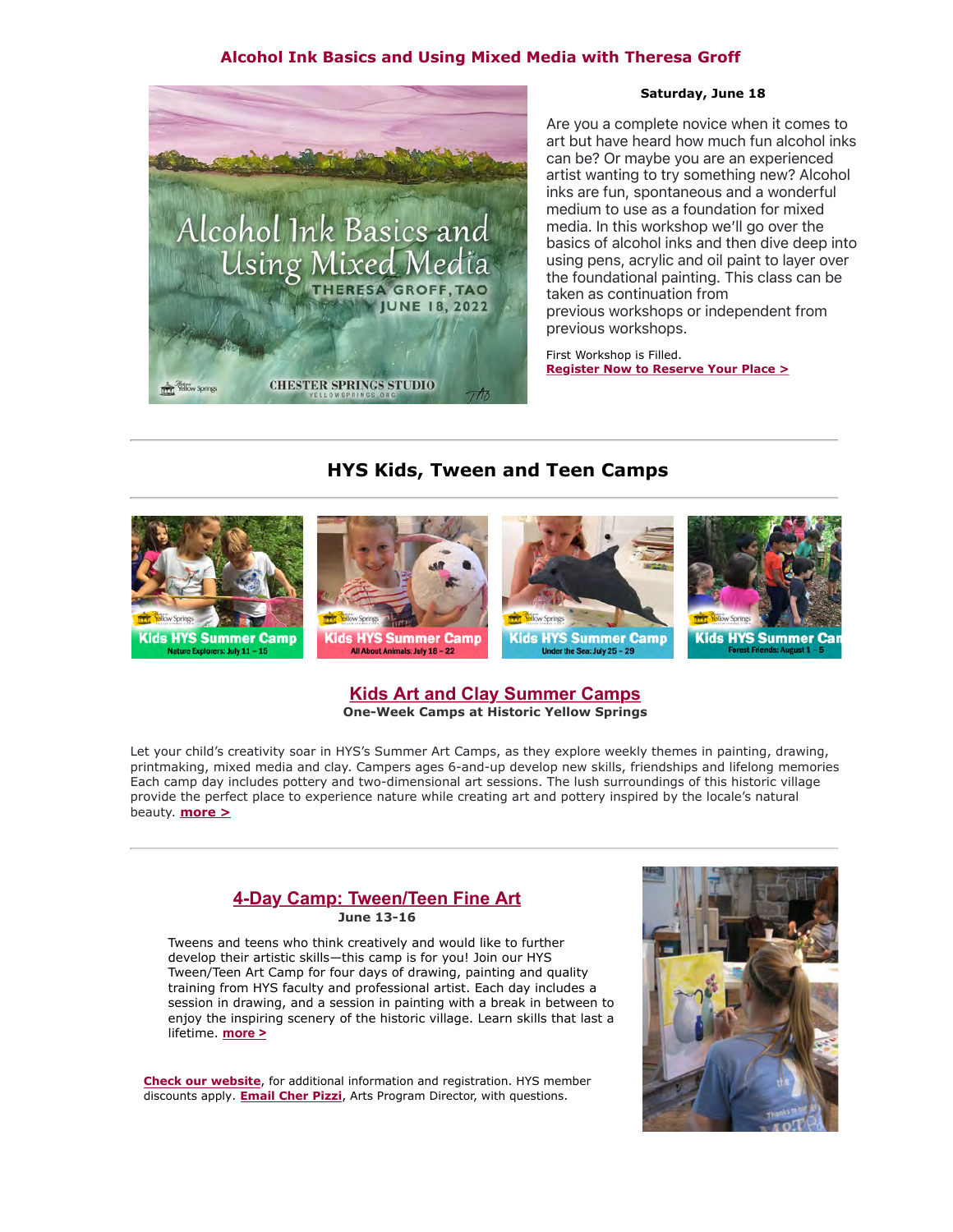## Alcohol Ink Basics and Using Mixed Media with Theresa Groff

**Saturday, June 18**

Are you a complete novice when it comes to art but have heard how much fun alcohol inks can be? Or maybe you are an experienced artist wanting to try something new? Alcohol inks are fun, spontaneous and a wonderful medium to use as a foundation for mixed media. In this workshop we'll go over the basics of alcohol inks and then dive deep into using pens, acrylic and oil paint to layer over the foundational painting. This class can be taken as continuation from previous workshops or independent from previous workshops.

First Workshop is Filled.
**Register Now to Reserve Your Place >**

---

## HYS Kids, Tween and Teen Camps

---

### Kids Art and Clay Summer Camps

**One-Week Camps at Historic Yellow Springs**

Let your child's creativity soar in HYS's Summer Art Camps, as they explore weekly themes in painting, drawing, printmaking, mixed media and clay. Campers ages 6-and-up develop new skills, friendships and lifelong memories Each camp day includes pottery and two-dimensional art sessions. The lush surroundings of this historic village provide the perfect place to experience nature while creating art and pottery inspired by the locale's natural beauty. **more >**

---

### 4-Day Camp: Tween/Teen Fine Art

**June 13-16**

Tweens and teens who think creatively and would like to further develop their artistic skills—this camp is for you! Join our HYS Tween/Teen Art Camp for four days of drawing, painting and quality training from HYS faculty and professional artist. Each day includes a session in drawing, and a session in painting with a break in between to enjoy the inspiring scenery of the historic village. Learn skills that last a lifetime. **more >**

**Check our website**, for additional information and registration. HYS member discounts apply. **Email Cher Pizzi**, Arts Program Director, with questions.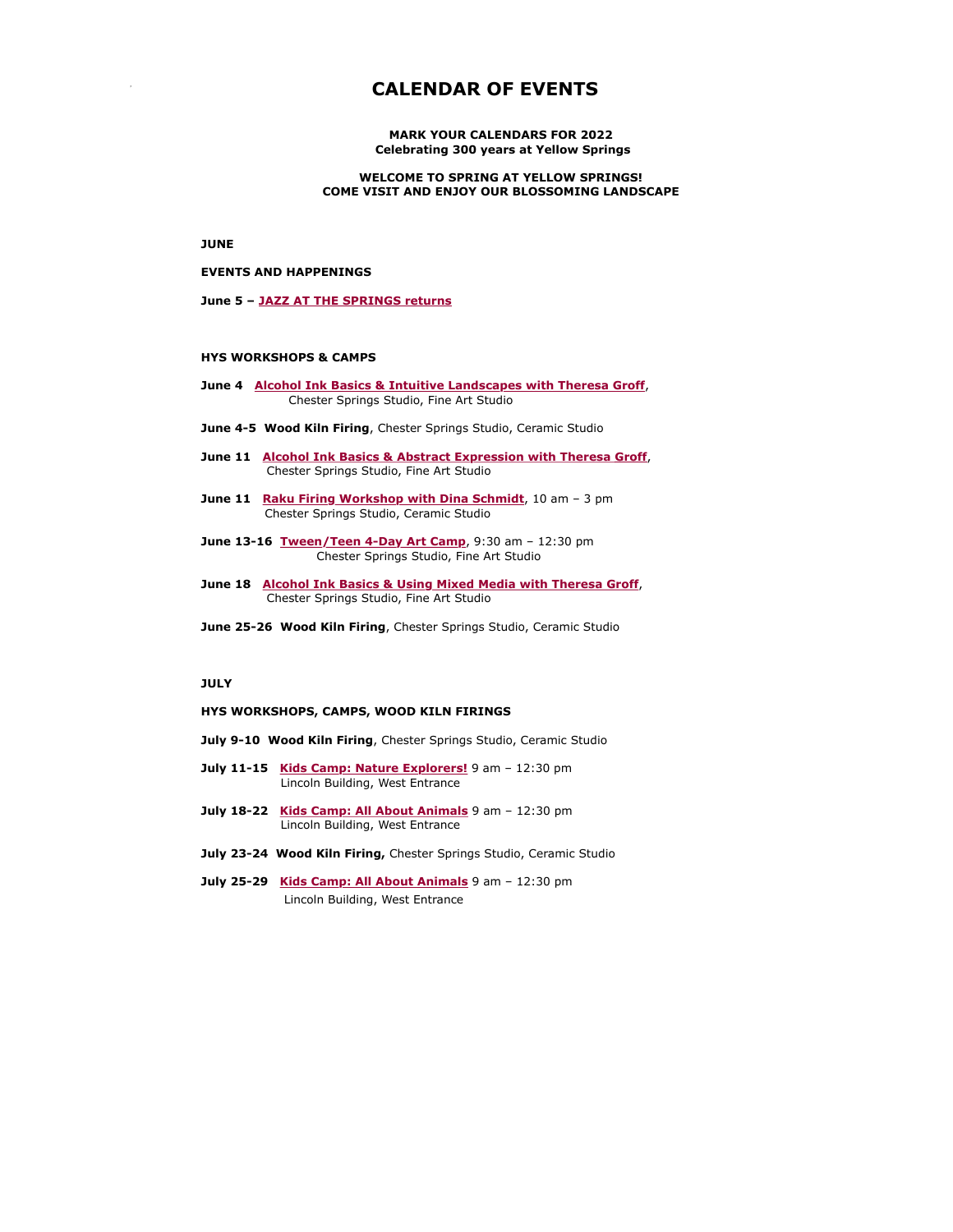# CALENDAR OF EVENTS

**MARK YOUR CALENDARS FOR 2022**
**Celebrating 300 years at Yellow Springs**

**WELCOME TO SPRING AT YELLOW SPRINGS!**
**COME VISIT AND ENJOY OUR BLOSSOMING LANDSCAPE**

## JUNE

### EVENTS AND HAPPENINGS

**June 5 – JAZZ AT THE SPRINGS returns**

### HYS WORKSHOPS & CAMPS

**June 4** **Alcohol Ink Basics & Intuitive Landscapes with Theresa Groff**,
Chester Springs Studio, Fine Art Studio

**June 4-5** **Wood Kiln Firing**, Chester Springs Studio, Ceramic Studio

**June 11** **Alcohol Ink Basics & Abstract Expression with Theresa Groff**,
Chester Springs Studio, Fine Art Studio

**June 11** **Raku Firing Workshop with Dina Schmidt**, 10 am – 3 pm
Chester Springs Studio, Ceramic Studio

**June 13-16** **Tween/Teen 4-Day Art Camp**, 9:30 am – 12:30 pm
Chester Springs Studio, Fine Art Studio

**June 18** **Alcohol Ink Basics & Using Mixed Media with Theresa Groff**,
Chester Springs Studio, Fine Art Studio

**June 25-26** **Wood Kiln Firing**, Chester Springs Studio, Ceramic Studio

## JULY

### HYS WORKSHOPS, CAMPS, WOOD KILN FIRINGS

**July 9-10** **Wood Kiln Firing**, Chester Springs Studio, Ceramic Studio

**July 11-15** **Kids Camp: Nature Explorers!** 9 am – 12:30 pm
Lincoln Building, West Entrance

**July 18-22** **Kids Camp: All About Animals** 9 am – 12:30 pm
Lincoln Building, West Entrance

**July 23-24** **Wood Kiln Firing,** Chester Springs Studio, Ceramic Studio

**July 25-29** **Kids Camp: All About Animals** 9 am – 12:30 pm
Lincoln Building, West Entrance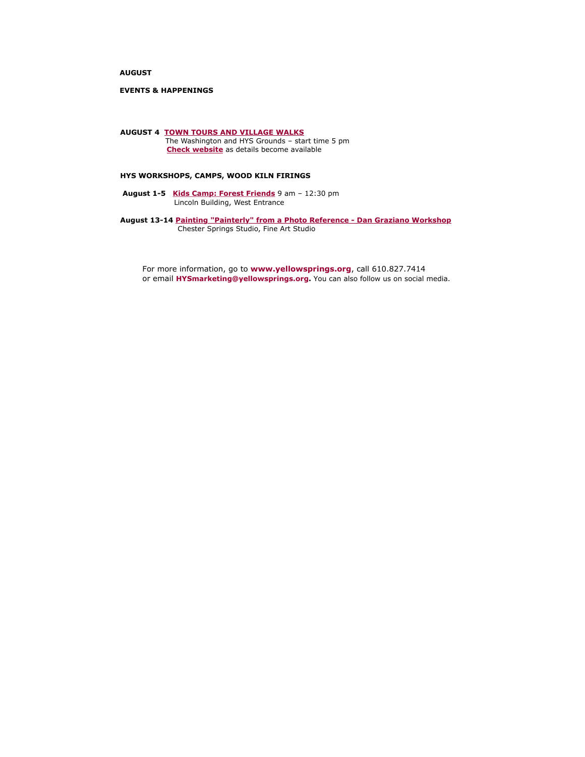**AUGUST**

**EVENTS & HAPPENINGS**

**AUGUST 4** **TOWN TOURS AND VILLAGE WALKS**
The Washington and HYS Grounds – start time 5 pm
**Check website** as details become available

**HYS WORKSHOPS, CAMPS, WOOD KILN FIRINGS**

**August 1-5** **Kids Camp: Forest Friends** 9 am – 12:30 pm
Lincoln Building, West Entrance

**August 13-14** **Painting "Painterly" from a Photo Reference - Dan Graziano Workshop**
Chester Springs Studio, Fine Art Studio

For more information, go to **www.yellowsprings.org**, call 610.827.7414
or email **HYSmarketing@yellowsprings.org.** You can also follow us on social media.